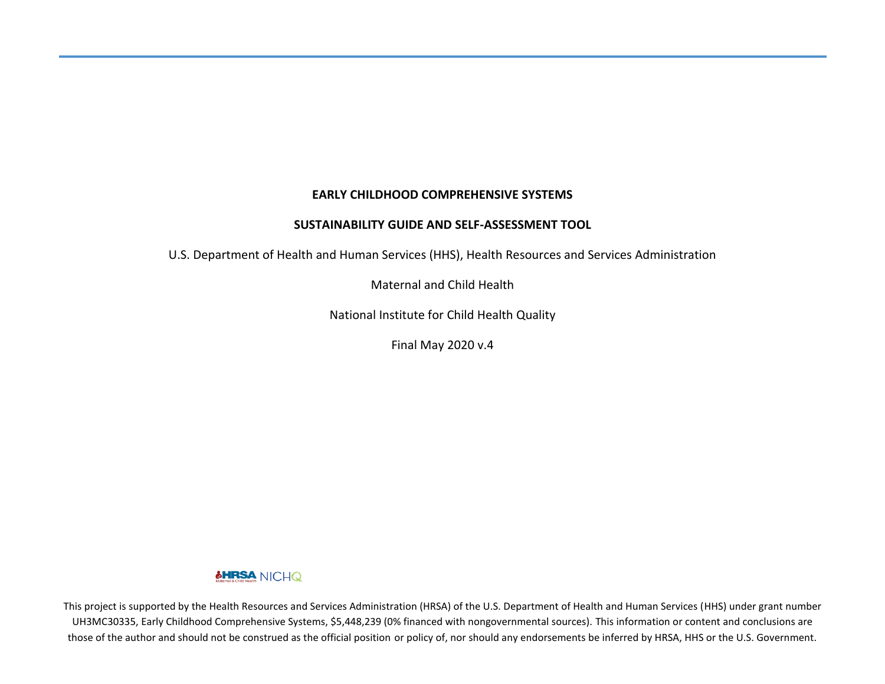# EARLY CHILDHOOD COMPREHENSIVE SYSTEMS

## SUSTAINABILITY GUIDE AND SELF-ASSESSMENT TOOL

U.S. Department of Health and Human Services (HHS), Health Resources and Services Administration

Maternal and Child Health

National Institute for Child Health Quality

Final May 2020 v.4

HRSA Maternal & Child Health NICHQ

This project is supported by the Health Resources and Services Administration (HRSA) of the U.S. Department of Health and Human Services (HHS) under grant number UH3MC30335, Early Childhood Comprehensive Systems, $5,448,239 (0% financed with nongovernmental sources). This information or content and conclusions are those of the author and should not be construed as the official position or policy of, nor should any endorsements be inferred by HRSA, HHS or the U.S. Government.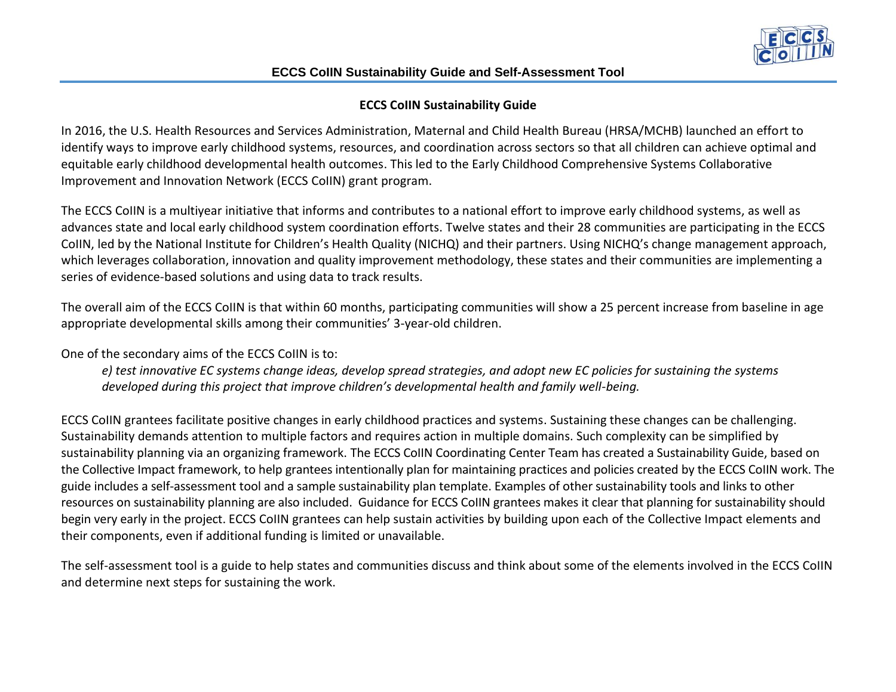## ECCS CoIIN Sustainability Guide

In 2016, the U.S. Health Resources and Services Administration, Maternal and Child Health Bureau (HRSA/MCHB) launched an effort to identify ways to improve early childhood systems, resources, and coordination across sectors so that all children can achieve optimal and equitable early childhood developmental health outcomes. This led to the Early Childhood Comprehensive Systems Collaborative Improvement and Innovation Network (ECCS CoIIN) grant program.

The ECCS CoIIN is a multiyear initiative that informs and contributes to a national effort to improve early childhood systems, as well as advances state and local early childhood system coordination efforts. Twelve states and their 28 communities are participating in the ECCS CoIIN, led by the National Institute for Children's Health Quality (NICHQ) and their partners. Using NICHQ's change management approach, which leverages collaboration, innovation and quality improvement methodology, these states and their communities are implementing a series of evidence-based solutions and using data to track results.

The overall aim of the ECCS CoIIN is that within 60 months, participating communities will show a 25 percent increase from baseline in age appropriate developmental skills among their communities' 3-year-old children.

One of the secondary aims of the ECCS CoIIN is to:

> *e) test innovative EC systems change ideas, develop spread strategies, and adopt new EC policies for sustaining the systems developed during this project that improve children's developmental health and family well-being.*

ECCS CoIIN grantees facilitate positive changes in early childhood practices and systems. Sustaining these changes can be challenging. Sustainability demands attention to multiple factors and requires action in multiple domains. Such complexity can be simplified by sustainability planning via an organizing framework. The ECCS CoIIN Coordinating Center Team has created a Sustainability Guide, based on the Collective Impact framework, to help grantees intentionally plan for maintaining practices and policies created by the ECCS CoIIN work. The guide includes a self-assessment tool and a sample sustainability plan template. Examples of other sustainability tools and links to other resources on sustainability planning are also included. Guidance for ECCS CoIIN grantees makes it clear that planning for sustainability should begin very early in the project. ECCS CoIIN grantees can help sustain activities by building upon each of the Collective Impact elements and their components, even if additional funding is limited or unavailable.

The self-assessment tool is a guide to help states and communities discuss and think about some of the elements involved in the ECCS CoIIN and determine next steps for sustaining the work.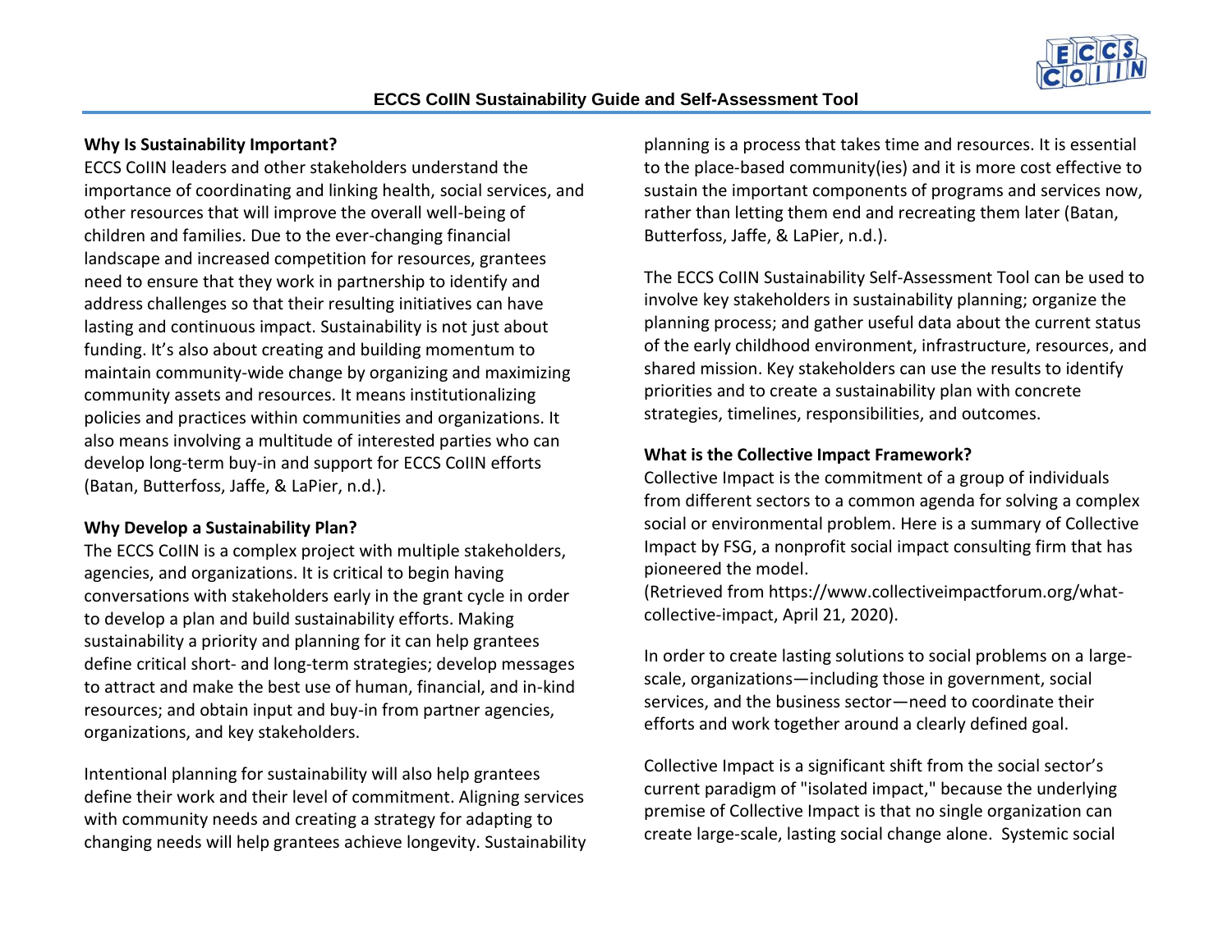### Why Is Sustainability Important?

ECCS CoIIN leaders and other stakeholders understand the importance of coordinating and linking health, social services, and other resources that will improve the overall well-being of children and families. Due to the ever-changing financial landscape and increased competition for resources, grantees need to ensure that they work in partnership to identify and address challenges so that their resulting initiatives can have lasting and continuous impact. Sustainability is not just about funding. It's also about creating and building momentum to maintain community-wide change by organizing and maximizing community assets and resources. It means institutionalizing policies and practices within communities and organizations. It also means involving a multitude of interested parties who can develop long-term buy-in and support for ECCS CoIIN efforts (Batan, Butterfoss, Jaffe, & LaPier, n.d.).

### Why Develop a Sustainability Plan?

The ECCS CoIIN is a complex project with multiple stakeholders, agencies, and organizations. It is critical to begin having conversations with stakeholders early in the grant cycle in order to develop a plan and build sustainability efforts. Making sustainability a priority and planning for it can help grantees define critical short- and long-term strategies; develop messages to attract and make the best use of human, financial, and in-kind resources; and obtain input and buy-in from partner agencies, organizations, and key stakeholders.

Intentional planning for sustainability will also help grantees define their work and their level of commitment. Aligning services with community needs and creating a strategy for adapting to changing needs will help grantees achieve longevity. Sustainability planning is a process that takes time and resources. It is essential to the place-based community(ies) and it is more cost effective to sustain the important components of programs and services now, rather than letting them end and recreating them later (Batan, Butterfoss, Jaffe, & LaPier, n.d.).

The ECCS CoIIN Sustainability Self-Assessment Tool can be used to involve key stakeholders in sustainability planning; organize the planning process; and gather useful data about the current status of the early childhood environment, infrastructure, resources, and shared mission. Key stakeholders can use the results to identify priorities and to create a sustainability plan with concrete strategies, timelines, responsibilities, and outcomes.

### What is the Collective Impact Framework?

Collective Impact is the commitment of a group of individuals from different sectors to a common agenda for solving a complex social or environmental problem. Here is a summary of Collective Impact by FSG, a nonprofit social impact consulting firm that has pioneered the model.
(Retrieved from https://www.collectiveimpactforum.org/what-collective-impact, April 21, 2020).

In order to create lasting solutions to social problems on a large-scale, organizations—including those in government, social services, and the business sector—need to coordinate their efforts and work together around a clearly defined goal.

Collective Impact is a significant shift from the social sector's current paradigm of "isolated impact," because the underlying premise of Collective Impact is that no single organization can create large-scale, lasting social change alone. Systemic social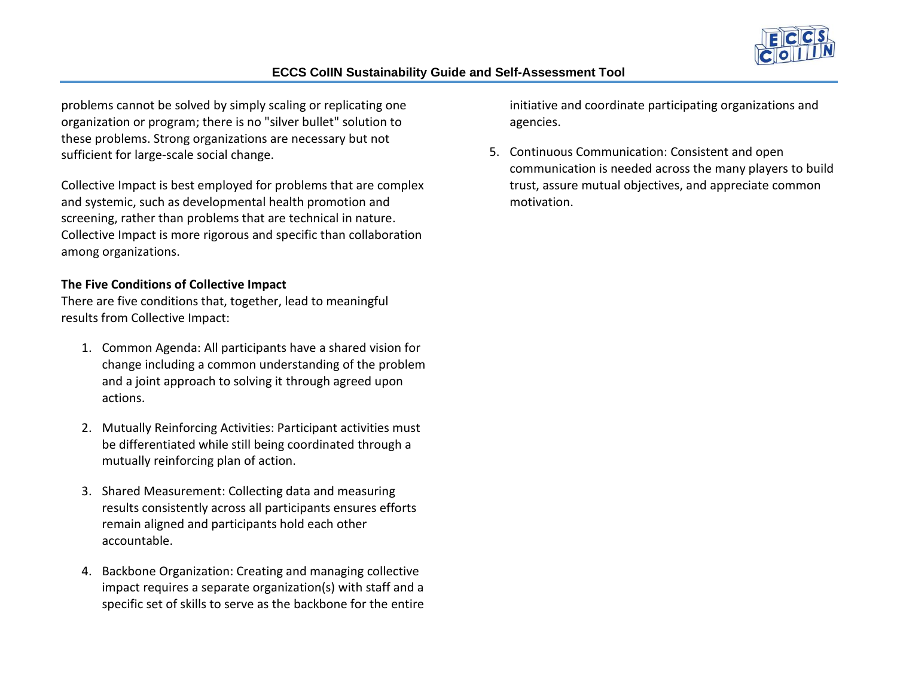problems cannot be solved by simply scaling or replicating one organization or program; there is no "silver bullet" solution to these problems. Strong organizations are necessary but not sufficient for large-scale social change.

Collective Impact is best employed for problems that are complex and systemic, such as developmental health promotion and screening, rather than problems that are technical in nature. Collective Impact is more rigorous and specific than collaboration among organizations.

**The Five Conditions of Collective Impact**

There are five conditions that, together, lead to meaningful results from Collective Impact:

1. Common Agenda: All participants have a shared vision for change including a common understanding of the problem and a joint approach to solving it through agreed upon actions.

2. Mutually Reinforcing Activities: Participant activities must be differentiated while still being coordinated through a mutually reinforcing plan of action.

3. Shared Measurement: Collecting data and measuring results consistently across all participants ensures efforts remain aligned and participants hold each other accountable.

4. Backbone Organization: Creating and managing collective impact requires a separate organization(s) with staff and a specific set of skills to serve as the backbone for the entire initiative and coordinate participating organizations and agencies.

5. Continuous Communication: Consistent and open communication is needed across the many players to build trust, assure mutual objectives, and appreciate common motivation.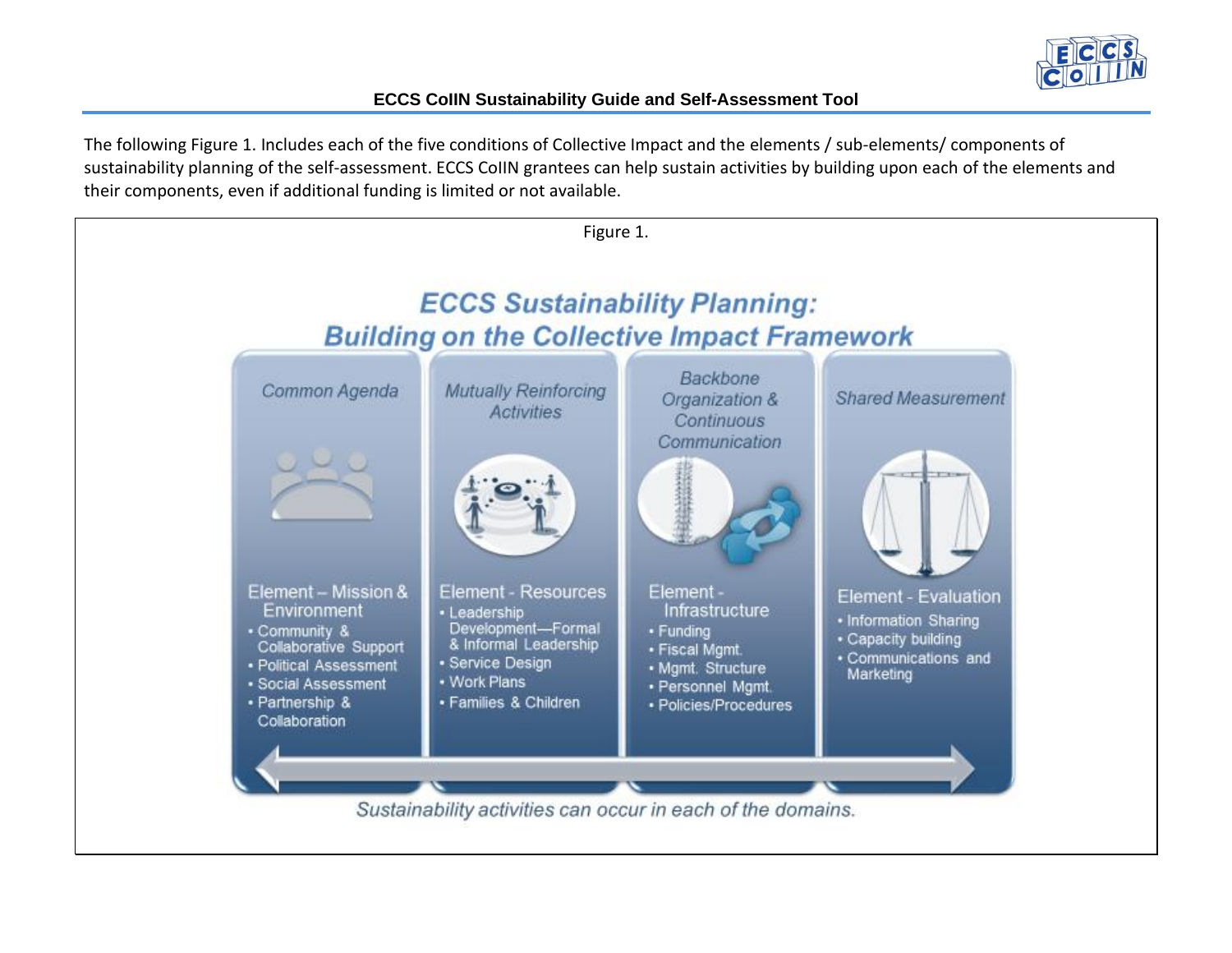The following Figure 1. Includes each of the five conditions of Collective Impact and the elements / sub-elements/ components of sustainability planning of the self-assessment. ECCS CoIIN grantees can help sustain activities by building upon each of the elements and their components, even if additional funding is limited or not available.

Figure 1.

## ECCS Sustainability Planning: Building on the Collective Impact Framework

*Common Agenda*

**Element – Mission & Environment**
- Community & Collaborative Support
- Political Assessment
- Social Assessment
- Partnership & Collaboration

*Mutually Reinforcing Activities*

**Element - Resources**
- Leadership Development—Formal & Informal Leadership
- Service Design
- Work Plans
- Families & Children

*Backbone Organization & Continuous Communication*

**Element - Infrastructure**
- Funding
- Fiscal Mgmt.
- Mgmt. Structure
- Personnel Mgmt.
- Policies/Procedures

*Shared Measurement*

**Element - Evaluation**
- Information Sharing
- Capacity building
- Communications and Marketing

*Sustainability activities can occur in each of the domains.*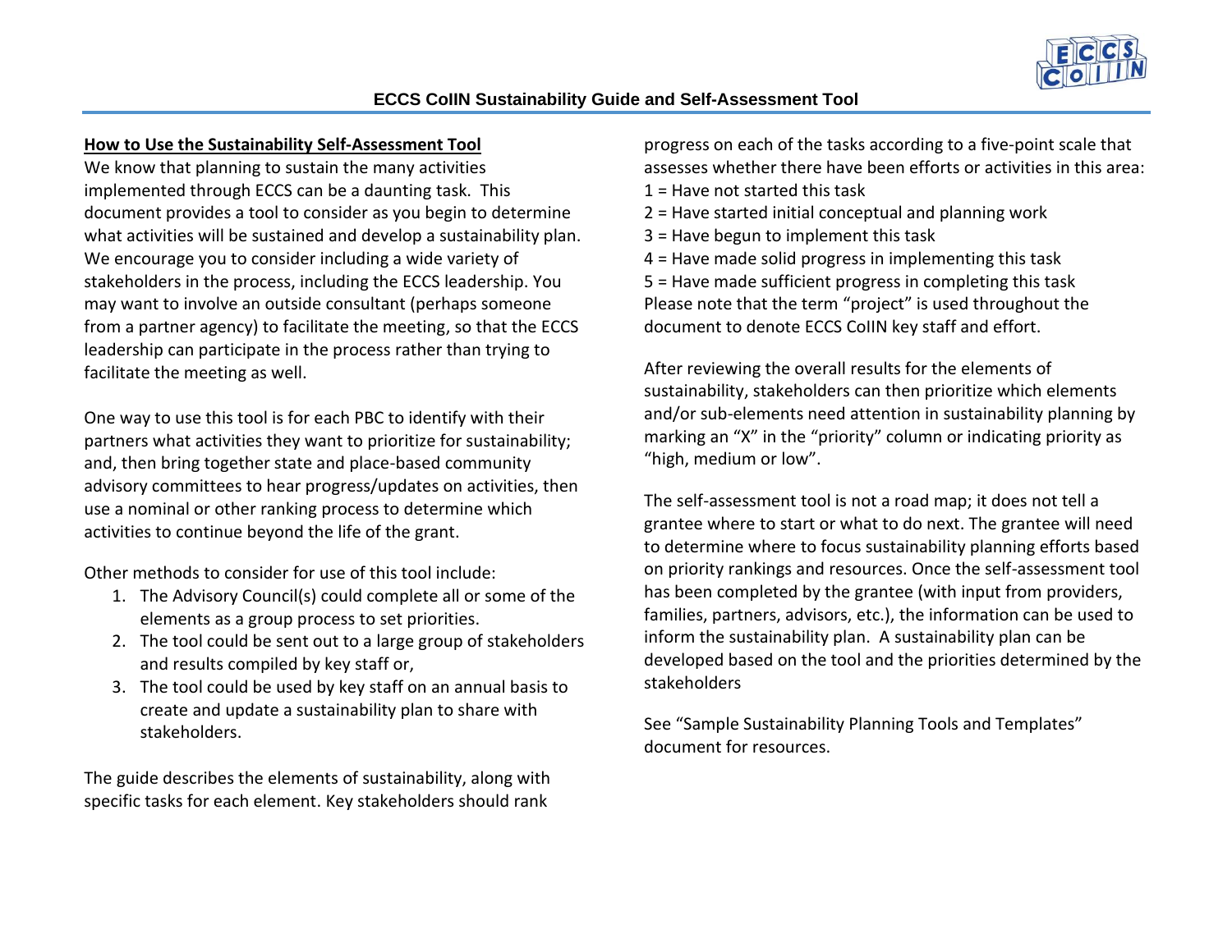## How to Use the Sustainability Self-Assessment Tool

We know that planning to sustain the many activities implemented through ECCS can be a daunting task. This document provides a tool to consider as you begin to determine what activities will be sustained and develop a sustainability plan. We encourage you to consider including a wide variety of stakeholders in the process, including the ECCS leadership. You may want to involve an outside consultant (perhaps someone from a partner agency) to facilitate the meeting, so that the ECCS leadership can participate in the process rather than trying to facilitate the meeting as well.

One way to use this tool is for each PBC to identify with their partners what activities they want to prioritize for sustainability; and, then bring together state and place-based community advisory committees to hear progress/updates on activities, then use a nominal or other ranking process to determine which activities to continue beyond the life of the grant.

Other methods to consider for use of this tool include:

1. The Advisory Council(s) could complete all or some of the elements as a group process to set priorities.
2. The tool could be sent out to a large group of stakeholders and results compiled by key staff or,
3. The tool could be used by key staff on an annual basis to create and update a sustainability plan to share with stakeholders.

The guide describes the elements of sustainability, along with specific tasks for each element. Key stakeholders should rank progress on each of the tasks according to a five-point scale that assesses whether there have been efforts or activities in this area:

1 = Have not started this task
2 = Have started initial conceptual and planning work
3 = Have begun to implement this task
4 = Have made solid progress in implementing this task
5 = Have made sufficient progress in completing this task

Please note that the term "project" is used throughout the document to denote ECCS CoIIN key staff and effort.

After reviewing the overall results for the elements of sustainability, stakeholders can then prioritize which elements and/or sub-elements need attention in sustainability planning by marking an "X" in the "priority" column or indicating priority as "high, medium or low".

The self-assessment tool is not a road map; it does not tell a grantee where to start or what to do next. The grantee will need to determine where to focus sustainability planning efforts based on priority rankings and resources. Once the self-assessment tool has been completed by the grantee (with input from providers, families, partners, advisors, etc.), the information can be used to inform the sustainability plan. A sustainability plan can be developed based on the tool and the priorities determined by the stakeholders

See "Sample Sustainability Planning Tools and Templates" document for resources.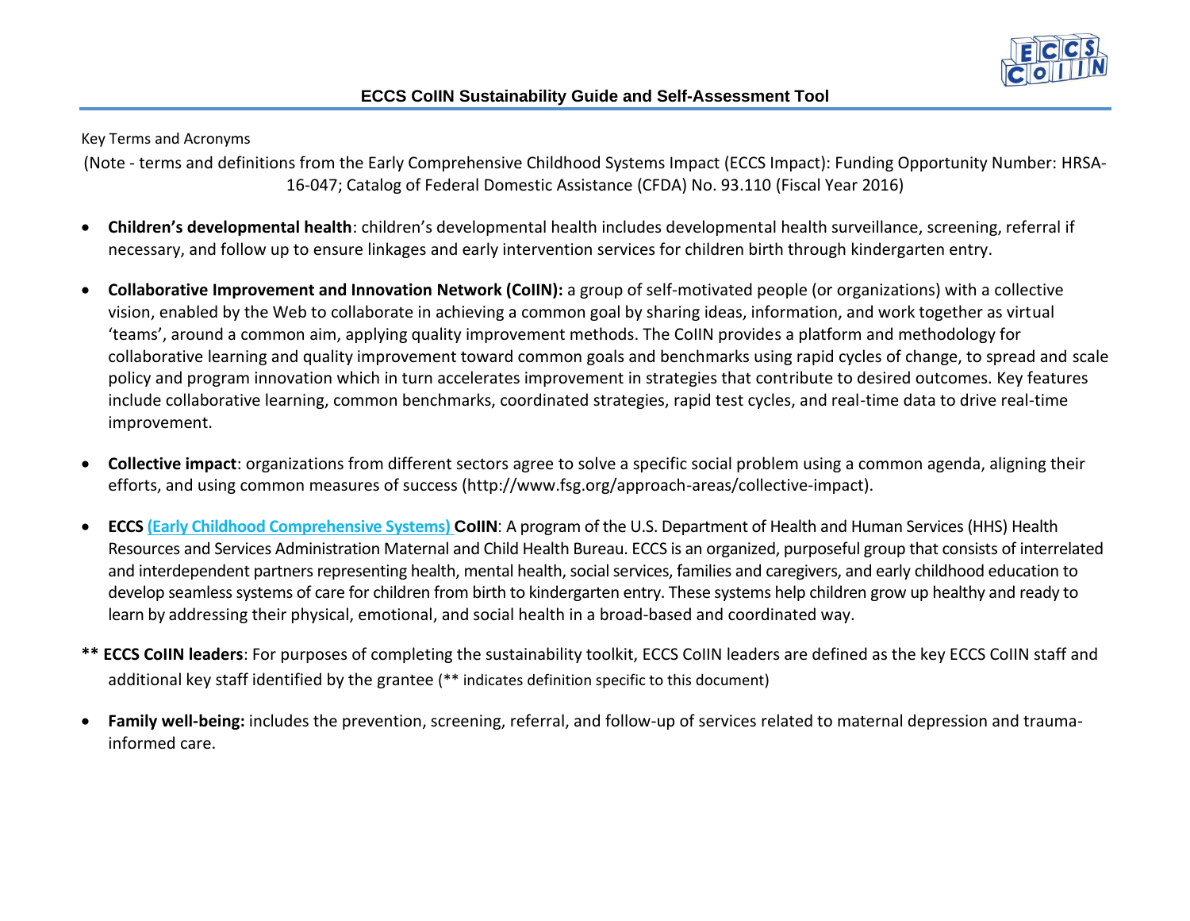Key Terms and Acronyms

(Note - terms and definitions from the Early Comprehensive Childhood Systems Impact (ECCS Impact): Funding Opportunity Number: HRSA-16-047; Catalog of Federal Domestic Assistance (CFDA) No. 93.110 (Fiscal Year 2016)

- **Children's developmental health**: children's developmental health includes developmental health surveillance, screening, referral if necessary, and follow up to ensure linkages and early intervention services for children birth through kindergarten entry.

- **Collaborative Improvement and Innovation Network (CoIIN):** a group of self-motivated people (or organizations) with a collective vision, enabled by the Web to collaborate in achieving a common goal by sharing ideas, information, and work together as virtual 'teams', around a common aim, applying quality improvement methods. The CoIIN provides a platform and methodology for collaborative learning and quality improvement toward common goals and benchmarks using rapid cycles of change, to spread and scale policy and program innovation which in turn accelerates improvement in strategies that contribute to desired outcomes. Key features include collaborative learning, common benchmarks, coordinated strategies, rapid test cycles, and real-time data to drive real-time improvement.

- **Collective impact**: organizations from different sectors agree to solve a specific social problem using a common agenda, aligning their efforts, and using common measures of success (http://www.fsg.org/approach-areas/collective-impact).

- **ECCS** (Early Childhood Comprehensive Systems) **CoIIN**: A program of the U.S. Department of Health and Human Services (HHS) Health Resources and Services Administration Maternal and Child Health Bureau. ECCS is an organized, purposeful group that consists of interrelated and interdependent partners representing health, mental health, social services, families and caregivers, and early childhood education to develop seamless systems of care for children from birth to kindergarten entry. These systems help children grow up healthy and ready to learn by addressing their physical, emotional, and social health in a broad-based and coordinated way.

** **ECCS CoIIN leaders**: For purposes of completing the sustainability toolkit, ECCS CoIIN leaders are defined as the key ECCS CoIIN staff and additional key staff identified by the grantee (** indicates definition specific to this document)

- **Family well-being:** includes the prevention, screening, referral, and follow-up of services related to maternal depression and trauma-informed care.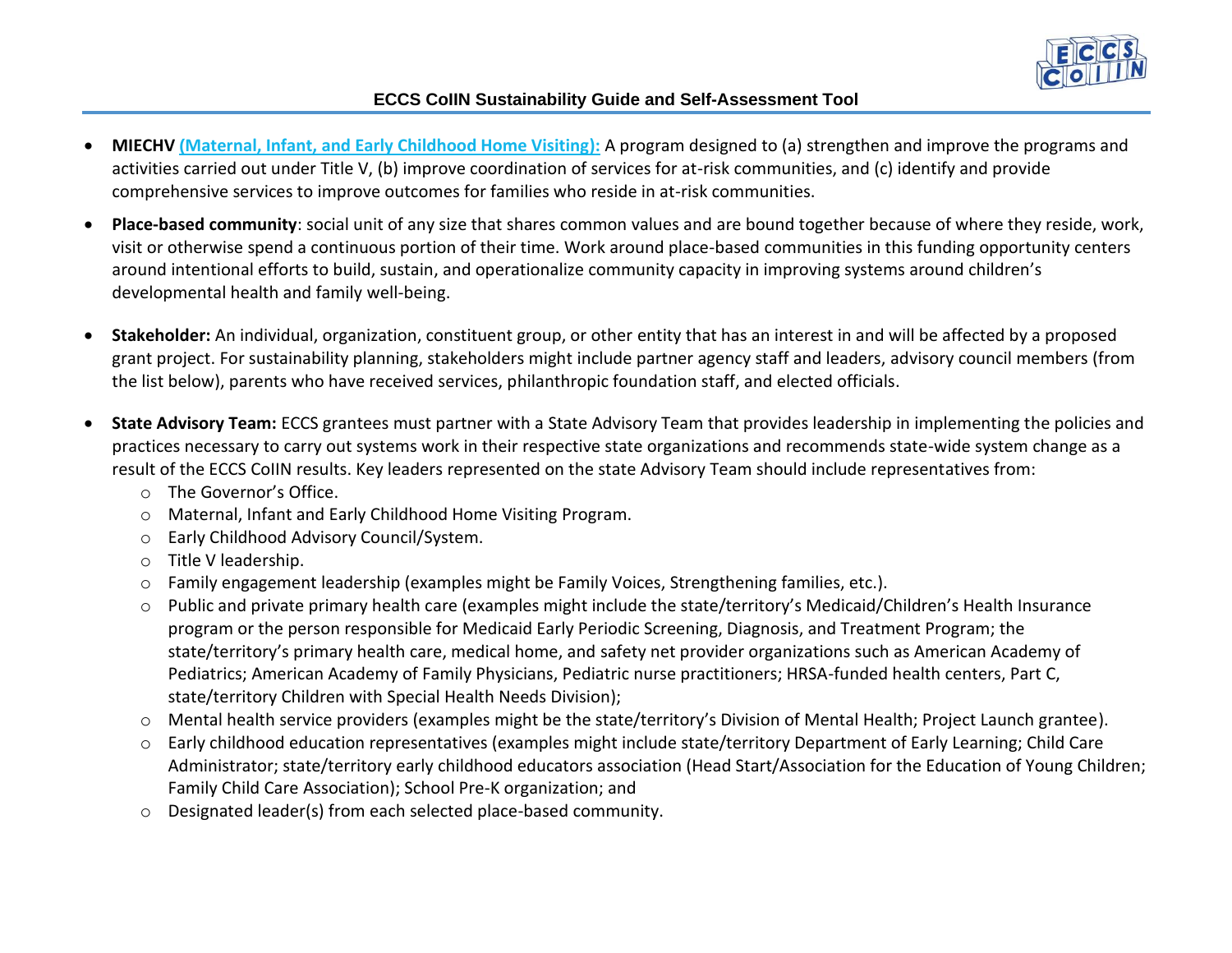- **MIECHV (Maternal, Infant, and Early Childhood Home Visiting):** A program designed to (a) strengthen and improve the programs and activities carried out under Title V, (b) improve coordination of services for at-risk communities, and (c) identify and provide comprehensive services to improve outcomes for families who reside in at-risk communities.

- **Place-based community**: social unit of any size that shares common values and are bound together because of where they reside, work, visit or otherwise spend a continuous portion of their time. Work around place-based communities in this funding opportunity centers around intentional efforts to build, sustain, and operationalize community capacity in improving systems around children's developmental health and family well-being.

- **Stakeholder:** An individual, organization, constituent group, or other entity that has an interest in and will be affected by a proposed grant project. For sustainability planning, stakeholders might include partner agency staff and leaders, advisory council members (from the list below), parents who have received services, philanthropic foundation staff, and elected officials.

- **State Advisory Team:** ECCS grantees must partner with a State Advisory Team that provides leadership in implementing the policies and practices necessary to carry out systems work in their respective state organizations and recommends state-wide system change as a result of the ECCS CoIIN results. Key leaders represented on the state Advisory Team should include representatives from:
  - The Governor's Office.
  - Maternal, Infant and Early Childhood Home Visiting Program.
  - Early Childhood Advisory Council/System.
  - Title V leadership.
  - Family engagement leadership (examples might be Family Voices, Strengthening families, etc.).
  - Public and private primary health care (examples might include the state/territory's Medicaid/Children's Health Insurance program or the person responsible for Medicaid Early Periodic Screening, Diagnosis, and Treatment Program; the state/territory's primary health care, medical home, and safety net provider organizations such as American Academy of Pediatrics; American Academy of Family Physicians, Pediatric nurse practitioners; HRSA-funded health centers, Part C, state/territory Children with Special Health Needs Division);
  - Mental health service providers (examples might be the state/territory's Division of Mental Health; Project Launch grantee).
  - Early childhood education representatives (examples might include state/territory Department of Early Learning; Child Care Administrator; state/territory early childhood educators association (Head Start/Association for the Education of Young Children; Family Child Care Association); School Pre-K organization; and
  - Designated leader(s) from each selected place-based community.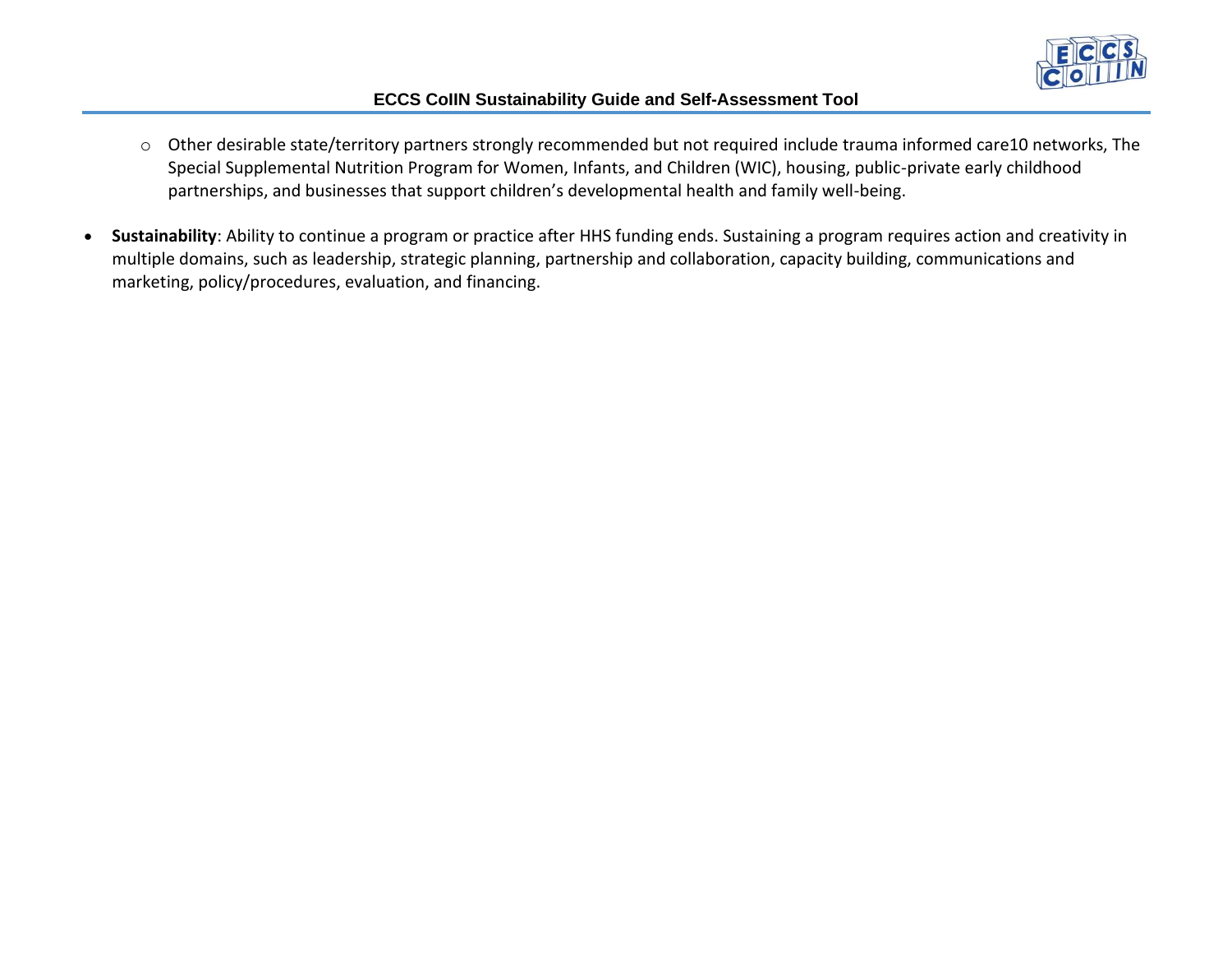- Other desirable state/territory partners strongly recommended but not required include trauma informed care[10] networks, The Special Supplemental Nutrition Program for Women, Infants, and Children (WIC), housing, public-private early childhood partnerships, and businesses that support children's developmental health and family well-being.

- **Sustainability**: Ability to continue a program or practice after HHS funding ends. Sustaining a program requires action and creativity in multiple domains, such as leadership, strategic planning, partnership and collaboration, capacity building, communications and marketing, policy/procedures, evaluation, and financing.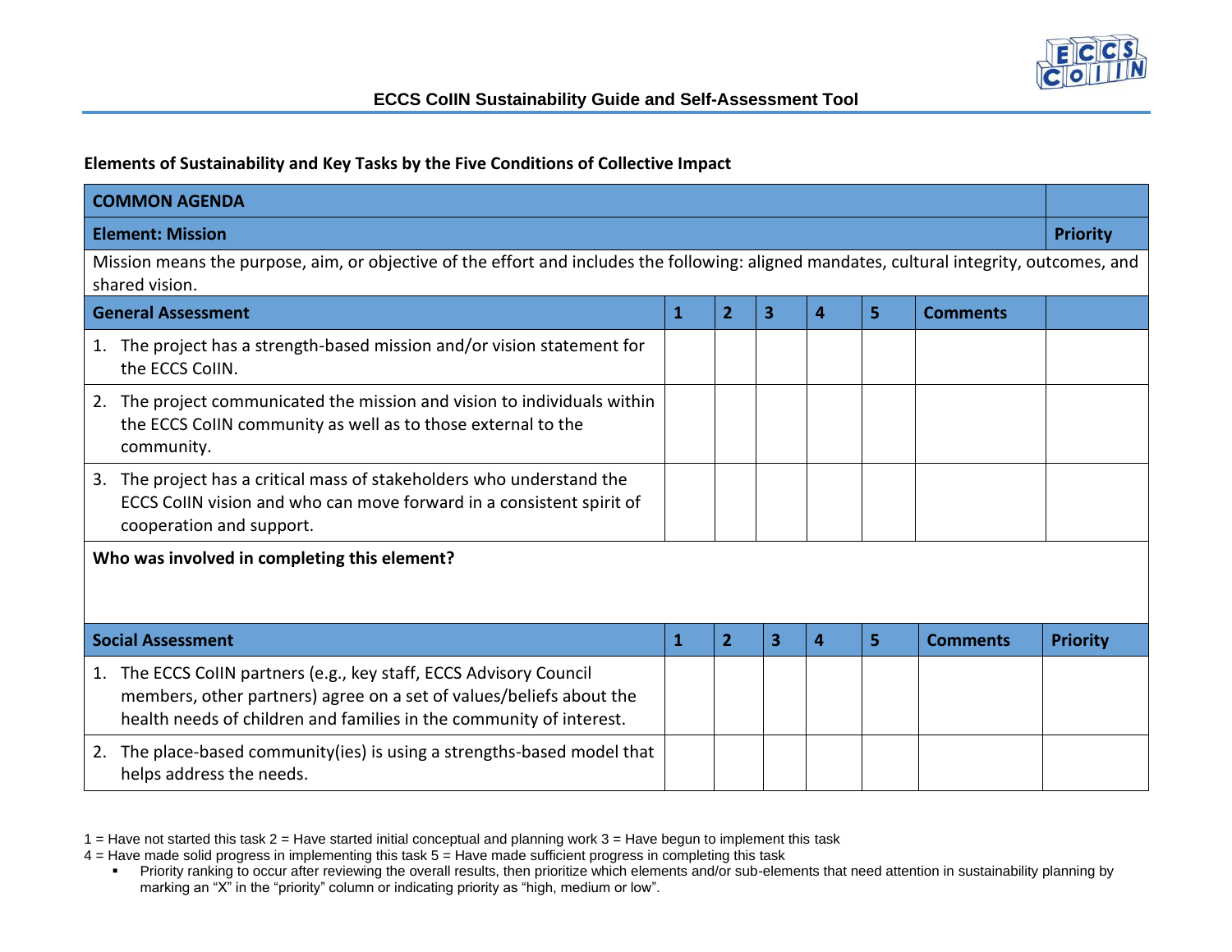### Elements of Sustainability and Key Tasks by the Five Conditions of Collective Impact

| COMMON AGENDA | | | | | | | |
|---|---|---|---|---|---|---|---|
| **Element: Mission** | | | | | | | **Priority** |
| Mission means the purpose, aim, or objective of the effort and includes the following: aligned mandates, cultural integrity, outcomes, and shared vision. | | | | | | | |
| **General Assessment** | **1** | **2** | **3** | **4** | **5** | **Comments** | |
| 1. The project has a strength-based mission and/or vision statement for the ECCS CoIIN. | | | | | | | |
| 2. The project communicated the mission and vision to individuals within the ECCS CoIIN community as well as to those external to the community. | | | | | | | |
| 3. The project has a critical mass of stakeholders who understand the ECCS CoIIN vision and who can move forward in a consistent spirit of cooperation and support. | | | | | | | |
| **Who was involved in completing this element?** | | | | | | | |
| **Social Assessment** | **1** | **2** | **3** | **4** | **5** | **Comments** | **Priority** |
| 1. The ECCS CoIIN partners (e.g., key staff, ECCS Advisory Council members, other partners) agree on a set of values/beliefs about the health needs of children and families in the community of interest. | | | | | | | |
| 2. The place-based community(ies) is using a strengths-based model that helps address the needs. | | | | | | | |

1 = Have not started this task 2 = Have started initial conceptual and planning work 3 = Have begun to implement this task
4 = Have made solid progress in implementing this task 5 = Have made sufficient progress in completing this task

- Priority ranking to occur after reviewing the overall results, then prioritize which elements and/or sub-elements that need attention in sustainability planning by marking an "X" in the "priority" column or indicating priority as "high, medium or low".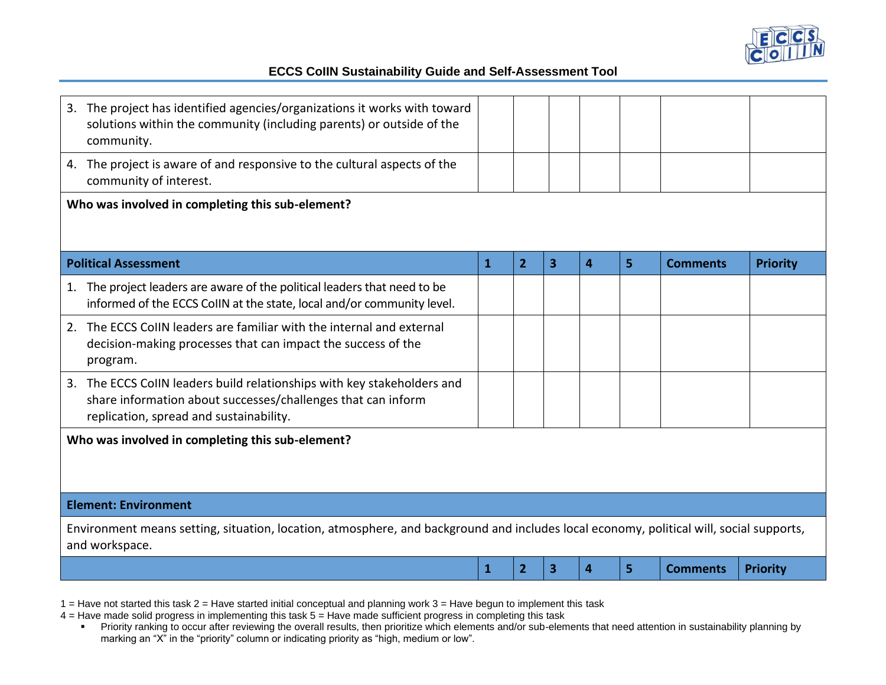| | 1 | 2 | 3 | 4 | 5 | Comments | Priority |
|---|---|---|---|---|---|---|---|
| 3. The project has identified agencies/organizations it works with toward solutions within the community (including parents) or outside of the community. | | | | | | | |
| 4. The project is aware of and responsive to the cultural aspects of the community of interest. | | | | | | | |

**Who was involved in completing this sub-element?**

| Political Assessment | 1 | 2 | 3 | 4 | 5 | Comments | Priority |
|---|---|---|---|---|---|---|---|
| 1. The project leaders are aware of the political leaders that need to be informed of the ECCS CoIIN at the state, local and/or community level. | | | | | | | |
| 2. The ECCS CoIIN leaders are familiar with the internal and external decision-making processes that can impact the success of the program. | | | | | | | |
| 3. The ECCS CoIIN leaders build relationships with key stakeholders and share information about successes/challenges that can inform replication, spread and sustainability. | | | | | | | |

**Who was involved in completing this sub-element?**

**Element: Environment**

Environment means setting, situation, location, atmosphere, and background and includes local economy, political will, social supports, and workspace.

| | 1 | 2 | 3 | 4 | 5 | Comments | Priority |
|---|---|---|---|---|---|---|---|

1 = Have not started this task 2 = Have started initial conceptual and planning work 3 = Have begun to implement this task
4 = Have made solid progress in implementing this task 5 = Have made sufficient progress in completing this task

- Priority ranking to occur after reviewing the overall results, then prioritize which elements and/or sub-elements that need attention in sustainability planning by marking an "X" in the "priority" column or indicating priority as "high, medium or low".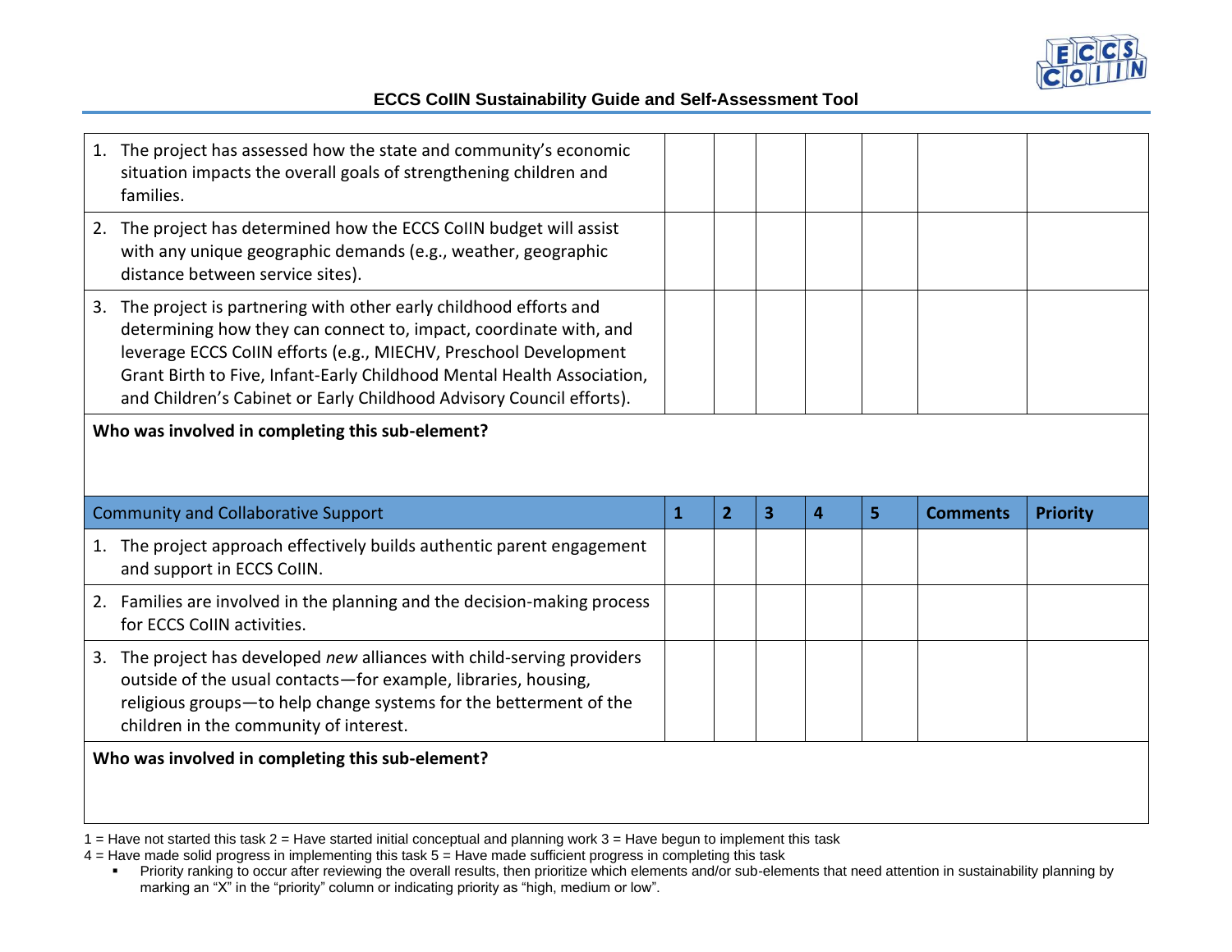| | 1 | 2 | 3 | 4 | 5 | Comments | Priority |
|---|---|---|---|---|---|---|---|
| 1. The project has assessed how the state and community's economic situation impacts the overall goals of strengthening children and families. | | | | | | | |
| 2. The project has determined how the ECCS CoIIN budget will assist with any unique geographic demands (e.g., weather, geographic distance between service sites). | | | | | | | |
| 3. The project is partnering with other early childhood efforts and determining how they can connect to, impact, coordinate with, and leverage ECCS CoIIN efforts (e.g., MIECHV, Preschool Development Grant Birth to Five, Infant-Early Childhood Mental Health Association, and Children's Cabinet or Early Childhood Advisory Council efforts). | | | | | | | |
| **Who was involved in completing this sub-element?** | | | | | | | |

| Community and Collaborative Support | **1** | **2** | **3** | **4** | **5** | **Comments** | **Priority** |
|---|---|---|---|---|---|---|---|
| 1. The project approach effectively builds authentic parent engagement and support in ECCS CoIIN. | | | | | | | |
| 2. Families are involved in the planning and the decision-making process for ECCS CoIIN activities. | | | | | | | |
| 3. The project has developed *new* alliances with child-serving providers outside of the usual contacts—for example, libraries, housing, religious groups—to help change systems for the betterment of the children in the community of interest. | | | | | | | |
| **Who was involved in completing this sub-element?** | | | | | | | |

1 = Have not started this task 2 = Have started initial conceptual and planning work 3 = Have begun to implement this task
4 = Have made solid progress in implementing this task 5 = Have made sufficient progress in completing this task

- Priority ranking to occur after reviewing the overall results, then prioritize which elements and/or sub-elements that need attention in sustainability planning by marking an "X" in the "priority" column or indicating priority as "high, medium or low".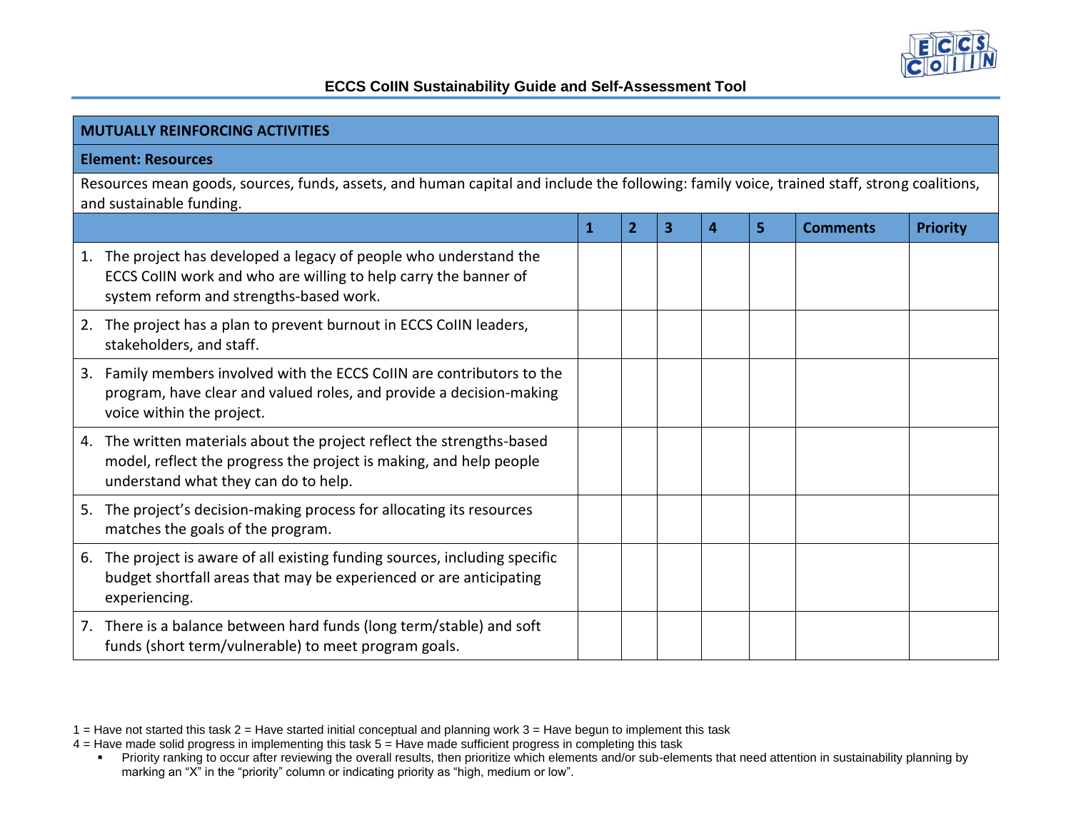| MUTUALLY REINFORCING ACTIVITIES | | | | | | | |
|---|---|---|---|---|---|---|---|
| **Element: Resources** | | | | | | | |
| Resources mean goods, sources, funds, assets, and human capital and include the following: family voice, trained staff, strong coalitions, and sustainable funding. | | | | | | | |
| | **1** | **2** | **3** | **4** | **5** | **Comments** | **Priority** |
| 1. The project has developed a legacy of people who understand the ECCS CoIIN work and who are willing to help carry the banner of system reform and strengths-based work. | | | | | | | |
| 2. The project has a plan to prevent burnout in ECCS CoIIN leaders, stakeholders, and staff. | | | | | | | |
| 3. Family members involved with the ECCS CoIIN are contributors to the program, have clear and valued roles, and provide a decision-making voice within the project. | | | | | | | |
| 4. The written materials about the project reflect the strengths-based model, reflect the progress the project is making, and help people understand what they can do to help. | | | | | | | |
| 5. The project's decision-making process for allocating its resources matches the goals of the program. | | | | | | | |
| 6. The project is aware of all existing funding sources, including specific budget shortfall areas that may be experienced or are anticipating experiencing. | | | | | | | |
| 7. There is a balance between hard funds (long term/stable) and soft funds (short term/vulnerable) to meet program goals. | | | | | | | |

1 = Have not started this task 2 = Have started initial conceptual and planning work 3 = Have begun to implement this task
4 = Have made solid progress in implementing this task 5 = Have made sufficient progress in completing this task

- Priority ranking to occur after reviewing the overall results, then prioritize which elements and/or sub-elements that need attention in sustainability planning by marking an "X" in the "priority" column or indicating priority as "high, medium or low".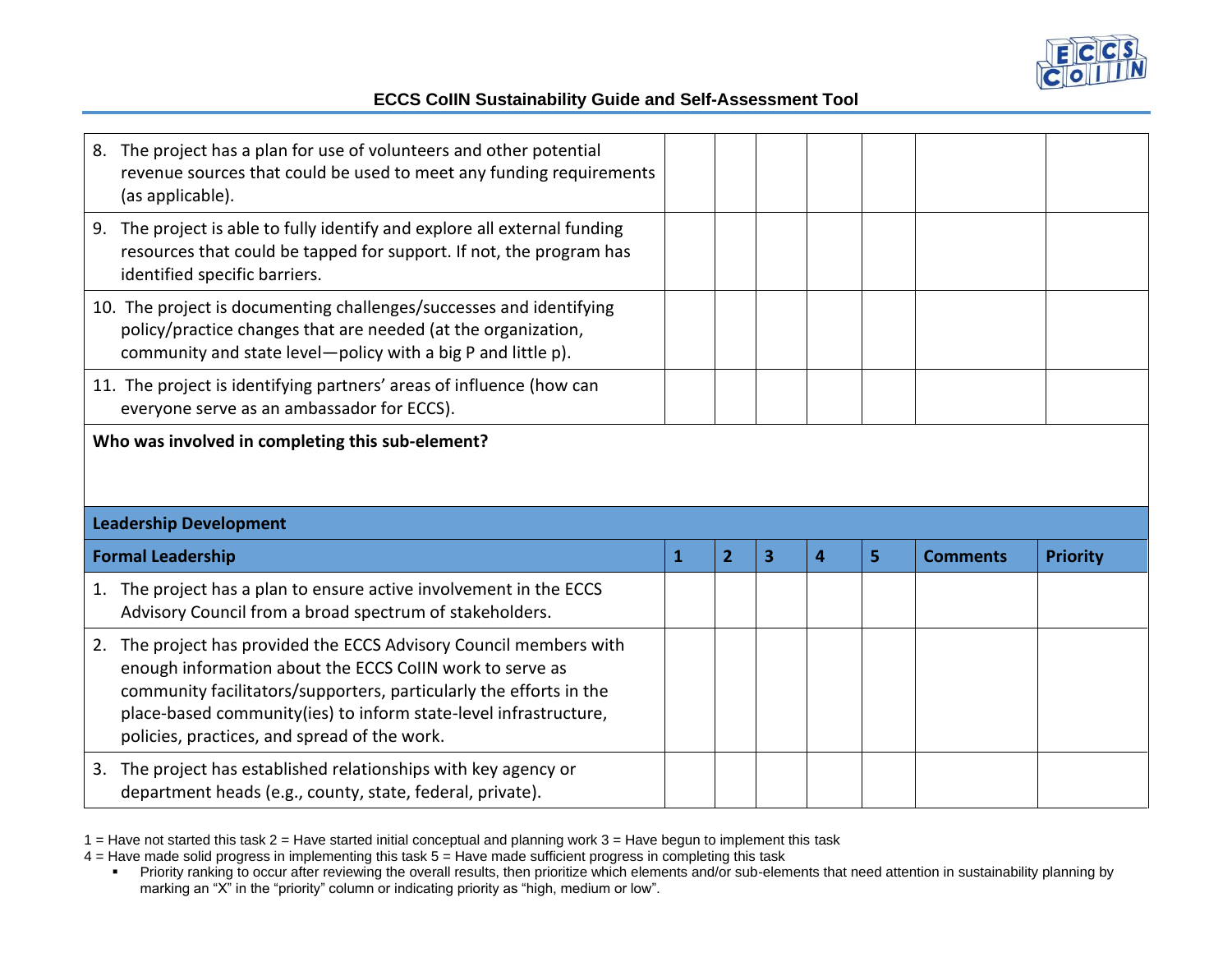| | | | | | | | |
|---|---|---|---|---|---|---|---|
| 8. The project has a plan for use of volunteers and other potential revenue sources that could be used to meet any funding requirements (as applicable). | | | | | | | |
| 9. The project is able to fully identify and explore all external funding resources that could be tapped for support. If not, the program has identified specific barriers. | | | | | | | |
| 10. The project is documenting challenges/successes and identifying policy/practice changes that are needed (at the organization, community and state level—policy with a big P and little p). | | | | | | | |
| 11. The project is identifying partners' areas of influence (how can everyone serve as an ambassador for ECCS). | | | | | | | |

**Who was involved in completing this sub-element?**

| **Leadership Development** | | | | | | | |
|---|---|---|---|---|---|---|---|
| **Formal Leadership** | **1** | **2** | **3** | **4** | **5** | **Comments** | **Priority** |
| 1. The project has a plan to ensure active involvement in the ECCS Advisory Council from a broad spectrum of stakeholders. | | | | | | | |
| 2. The project has provided the ECCS Advisory Council members with enough information about the ECCS CoIIN work to serve as community facilitators/supporters, particularly the efforts in the place-based community(ies) to inform state-level infrastructure, policies, practices, and spread of the work. | | | | | | | |
| 3. The project has established relationships with key agency or department heads (e.g., county, state, federal, private). | | | | | | | |

1 = Have not started this task 2 = Have started initial conceptual and planning work 3 = Have begun to implement this task
4 = Have made solid progress in implementing this task 5 = Have made sufficient progress in completing this task

- Priority ranking to occur after reviewing the overall results, then prioritize which elements and/or sub-elements that need attention in sustainability planning by marking an "X" in the "priority" column or indicating priority as "high, medium or low".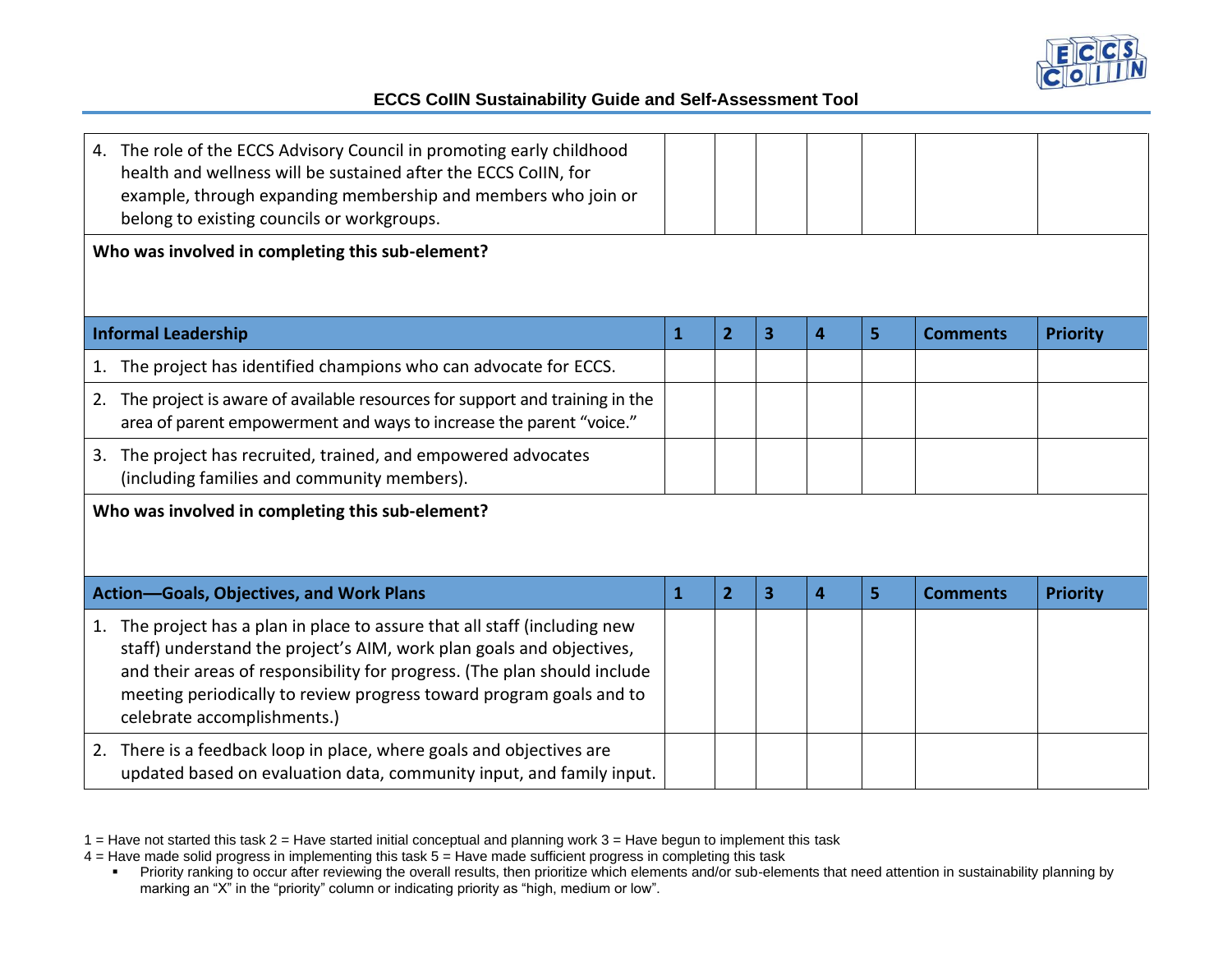| 4. The role of the ECCS Advisory Council in promoting early childhood health and wellness will be sustained after the ECCS CoIIN, for example, through expanding membership and members who join or belong to existing councils or workgroups. | | | | | | | |
|---|---|---|---|---|---|---|---|
| **Who was involved in completing this sub-element?** | | | | | | | |

| **Informal Leadership** | **1** | **2** | **3** | **4** | **5** | **Comments** | **Priority** |
|---|---|---|---|---|---|---|---|
| 1. The project has identified champions who can advocate for ECCS. | | | | | | | |
| 2. The project is aware of available resources for support and training in the area of parent empowerment and ways to increase the parent "voice." | | | | | | | |
| 3. The project has recruited, trained, and empowered advocates (including families and community members). | | | | | | | |
| **Who was involved in completing this sub-element?** | | | | | | | |

| **Action—Goals, Objectives, and Work Plans** | **1** | **2** | **3** | **4** | **5** | **Comments** | **Priority** |
|---|---|---|---|---|---|---|---|
| 1. The project has a plan in place to assure that all staff (including new staff) understand the project's AIM, work plan goals and objectives, and their areas of responsibility for progress. (The plan should include meeting periodically to review progress toward program goals and to celebrate accomplishments.) | | | | | | | |
| 2. There is a feedback loop in place, where goals and objectives are updated based on evaluation data, community input, and family input. | | | | | | | |

1 = Have not started this task 2 = Have started initial conceptual and planning work 3 = Have begun to implement this task
4 = Have made solid progress in implementing this task 5 = Have made sufficient progress in completing this task

- Priority ranking to occur after reviewing the overall results, then prioritize which elements and/or sub-elements that need attention in sustainability planning by marking an "X" in the "priority" column or indicating priority as "high, medium or low".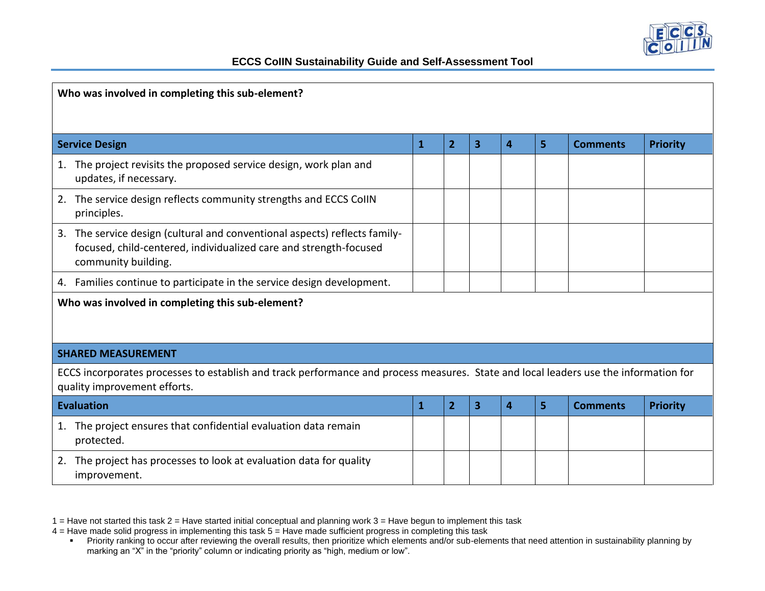**Who was involved in completing this sub-element?**

| Service Design | 1 | 2 | 3 | 4 | 5 | Comments | Priority |
|---|---|---|---|---|---|---|---|
| 1. The project revisits the proposed service design, work plan and updates, if necessary. | | | | | | | |
| 2. The service design reflects community strengths and ECCS CoIIN principles. | | | | | | | |
| 3. The service design (cultural and conventional aspects) reflects family-focused, child-centered, individualized care and strength-focused community building. | | | | | | | |
| 4. Families continue to participate in the service design development. | | | | | | | |

**Who was involved in completing this sub-element?**

**SHARED MEASUREMENT**

ECCS incorporates processes to establish and track performance and process measures. State and local leaders use the information for quality improvement efforts.

| Evaluation | 1 | 2 | 3 | 4 | 5 | Comments | Priority |
|---|---|---|---|---|---|---|---|
| 1. The project ensures that confidential evaluation data remain protected. | | | | | | | |
| 2. The project has processes to look at evaluation data for quality improvement. | | | | | | | |

1 = Have not started this task 2 = Have started initial conceptual and planning work 3 = Have begun to implement this task
4 = Have made solid progress in implementing this task 5 = Have made sufficient progress in completing this task

- Priority ranking to occur after reviewing the overall results, then prioritize which elements and/or sub-elements that need attention in sustainability planning by marking an "X" in the "priority" column or indicating priority as "high, medium or low".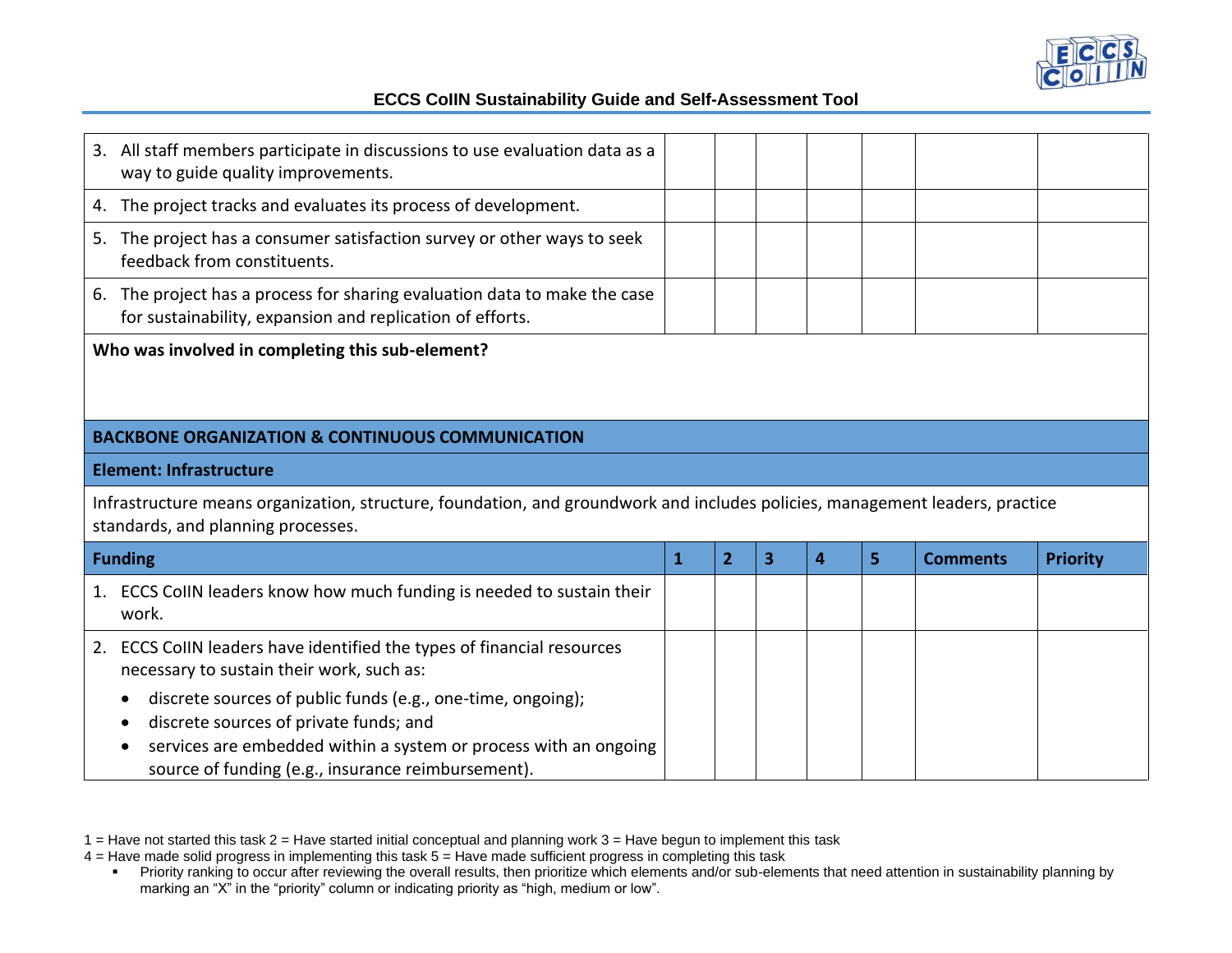| | 1 | 2 | 3 | 4 | 5 | Comments | Priority |
|---|---|---|---|---|---|---|---|
| 3. All staff members participate in discussions to use evaluation data as a way to guide quality improvements. | | | | | | | |
| 4. The project tracks and evaluates its process of development. | | | | | | | |
| 5. The project has a consumer satisfaction survey or other ways to seek feedback from constituents. | | | | | | | |
| 6. The project has a process for sharing evaluation data to make the case for sustainability, expansion and replication of efforts. | | | | | | | |

**Who was involved in completing this sub-element?**

**BACKBONE ORGANIZATION & CONTINUOUS COMMUNICATION**

**Element: Infrastructure**

Infrastructure means organization, structure, foundation, and groundwork and includes policies, management leaders, practice standards, and planning processes.

| **Funding** | **1** | **2** | **3** | **4** | **5** | **Comments** | **Priority** |
|---|---|---|---|---|---|---|---|
| 1. ECCS CoIIN leaders know how much funding is needed to sustain their work. | | | | | | | |
| 2. ECCS CoIIN leaders have identified the types of financial resources necessary to sustain their work, such as: <br>• discrete sources of public funds (e.g., one-time, ongoing); <br>• discrete sources of private funds; and <br>• services are embedded within a system or process with an ongoing source of funding (e.g., insurance reimbursement). | | | | | | | |

1 = Have not started this task 2 = Have started initial conceptual and planning work 3 = Have begun to implement this task
4 = Have made solid progress in implementing this task 5 = Have made sufficient progress in completing this task

- Priority ranking to occur after reviewing the overall results, then prioritize which elements and/or sub-elements that need attention in sustainability planning by marking an "X" in the "priority" column or indicating priority as "high, medium or low".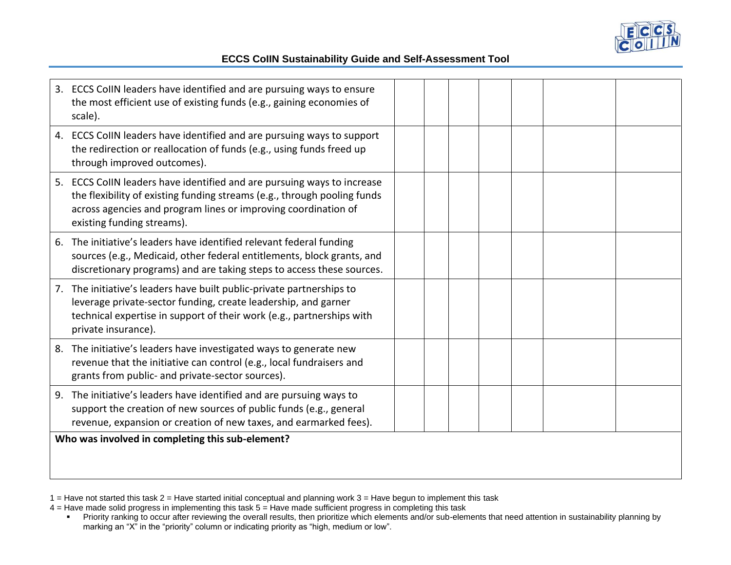| | | | | | | | |
|---|---|---|---|---|---|---|---|
| 3. ECCS CoIIN leaders have identified and are pursuing ways to ensure the most efficient use of existing funds (e.g., gaining economies of scale). | | | | | | | |
| 4. ECCS CoIIN leaders have identified and are pursuing ways to support the redirection or reallocation of funds (e.g., using funds freed up through improved outcomes). | | | | | | | |
| 5. ECCS CoIIN leaders have identified and are pursuing ways to increase the flexibility of existing funding streams (e.g., through pooling funds across agencies and program lines or improving coordination of existing funding streams). | | | | | | | |
| 6. The initiative's leaders have identified relevant federal funding sources (e.g., Medicaid, other federal entitlements, block grants, and discretionary programs) and are taking steps to access these sources. | | | | | | | |
| 7. The initiative's leaders have built public-private partnerships to leverage private-sector funding, create leadership, and garner technical expertise in support of their work (e.g., partnerships with private insurance). | | | | | | | |
| 8. The initiative's leaders have investigated ways to generate new revenue that the initiative can control (e.g., local fundraisers and grants from public- and private-sector sources). | | | | | | | |
| 9. The initiative's leaders have identified and are pursuing ways to support the creation of new sources of public funds (e.g., general revenue, expansion or creation of new taxes, and earmarked fees). | | | | | | | |
| **Who was involved in completing this sub-element?** | | | | | | | |

1 = Have not started this task 2 = Have started initial conceptual and planning work 3 = Have begun to implement this task
4 = Have made solid progress in implementing this task 5 = Have made sufficient progress in completing this task

- Priority ranking to occur after reviewing the overall results, then prioritize which elements and/or sub-elements that need attention in sustainability planning by marking an "X" in the "priority" column or indicating priority as "high, medium or low".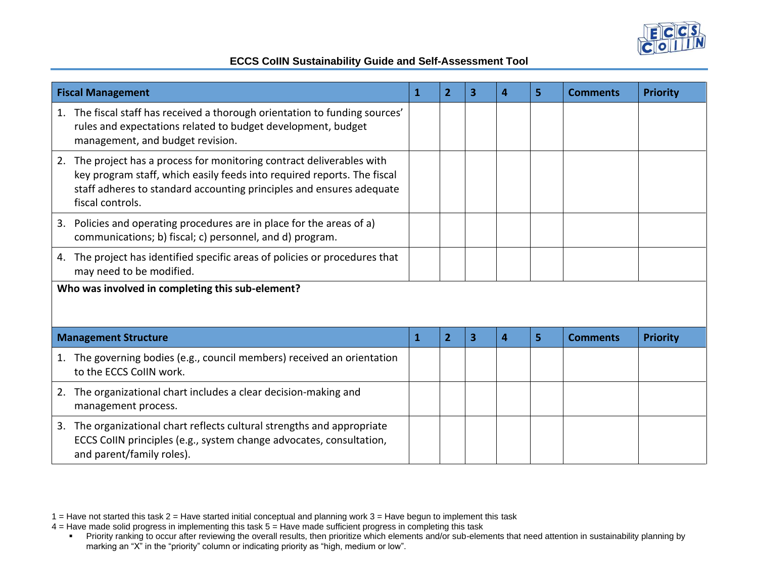| Fiscal Management | 1 | 2 | 3 | 4 | 5 | Comments | Priority |
|---|---|---|---|---|---|---|---|
| 1. The fiscal staff has received a thorough orientation to funding sources' rules and expectations related to budget development, budget management, and budget revision. | | | | | | | |
| 2. The project has a process for monitoring contract deliverables with key program staff, which easily feeds into required reports. The fiscal staff adheres to standard accounting principles and ensures adequate fiscal controls. | | | | | | | |
| 3. Policies and operating procedures are in place for the areas of a) communications; b) fiscal; c) personnel, and d) program. | | | | | | | |
| 4. The project has identified specific areas of policies or procedures that may need to be modified. | | | | | | | |
| **Who was involved in completing this sub-element?** | | | | | | | |

| Management Structure | 1 | 2 | 3 | 4 | 5 | Comments | Priority |
|---|---|---|---|---|---|---|---|
| 1. The governing bodies (e.g., council members) received an orientation to the ECCS CoIIN work. | | | | | | | |
| 2. The organizational chart includes a clear decision-making and management process. | | | | | | | |
| 3. The organizational chart reflects cultural strengths and appropriate ECCS CoIIN principles (e.g., system change advocates, consultation, and parent/family roles). | | | | | | | |

1 = Have not started this task 2 = Have started initial conceptual and planning work 3 = Have begun to implement this task
4 = Have made solid progress in implementing this task 5 = Have made sufficient progress in completing this task

- Priority ranking to occur after reviewing the overall results, then prioritize which elements and/or sub-elements that need attention in sustainability planning by marking an "X" in the "priority" column or indicating priority as "high, medium or low".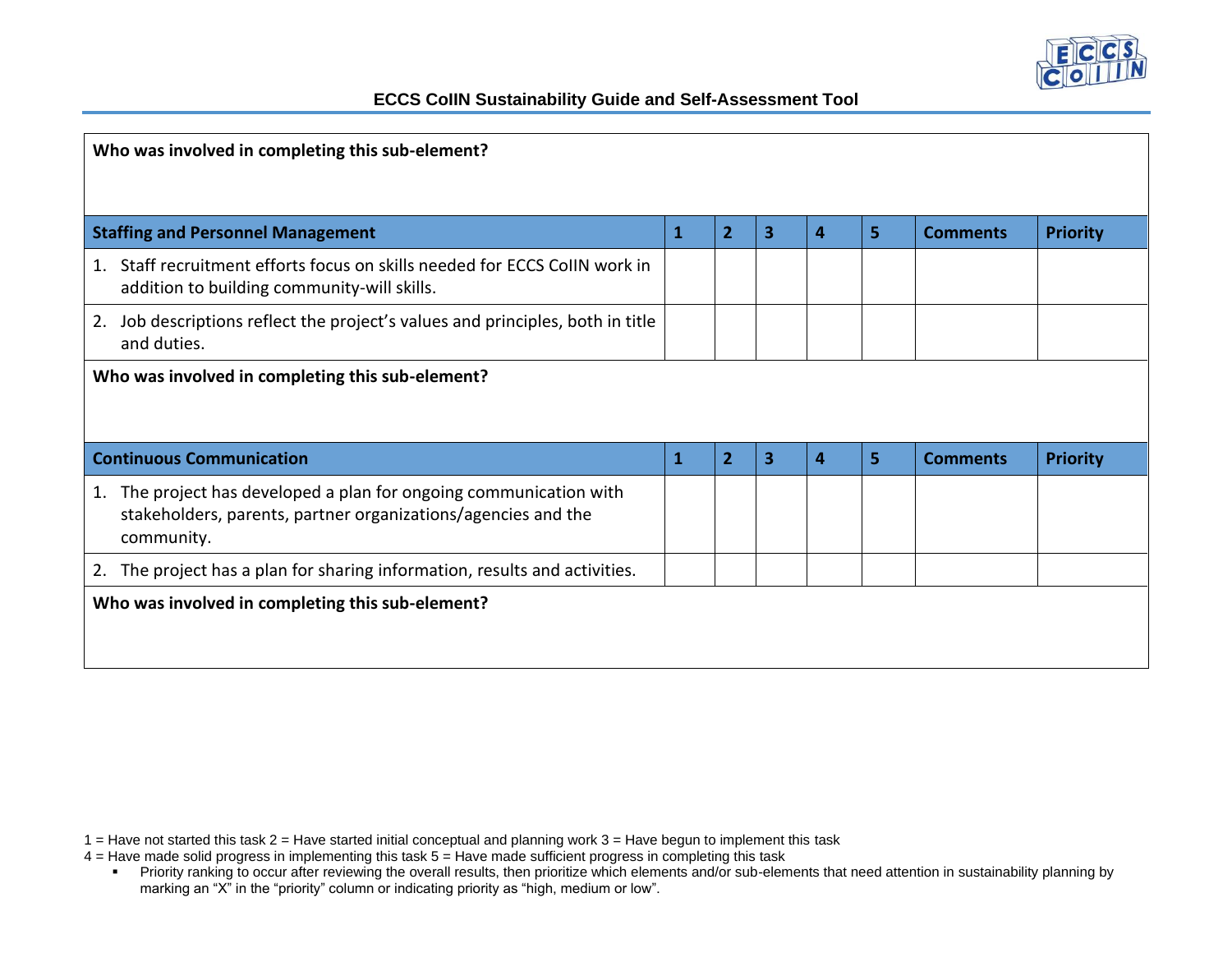**Who was involved in completing this sub-element?**

| Staffing and Personnel Management | 1 | 2 | 3 | 4 | 5 | Comments | Priority |
|---|---|---|---|---|---|---|---|
| 1. Staff recruitment efforts focus on skills needed for ECCS CoIIN work in addition to building community-will skills. | | | | | | | |
| 2. Job descriptions reflect the project's values and principles, both in title and duties. | | | | | | | |

**Who was involved in completing this sub-element?**

| Continuous Communication | 1 | 2 | 3 | 4 | 5 | Comments | Priority |
|---|---|---|---|---|---|---|---|
| 1. The project has developed a plan for ongoing communication with stakeholders, parents, partner organizations/agencies and the community. | | | | | | | |
| 2. The project has a plan for sharing information, results and activities. | | | | | | | |

**Who was involved in completing this sub-element?**

1 = Have not started this task 2 = Have started initial conceptual and planning work 3 = Have begun to implement this task
4 = Have made solid progress in implementing this task 5 = Have made sufficient progress in completing this task

- Priority ranking to occur after reviewing the overall results, then prioritize which elements and/or sub-elements that need attention in sustainability planning by marking an "X" in the "priority" column or indicating priority as "high, medium or low".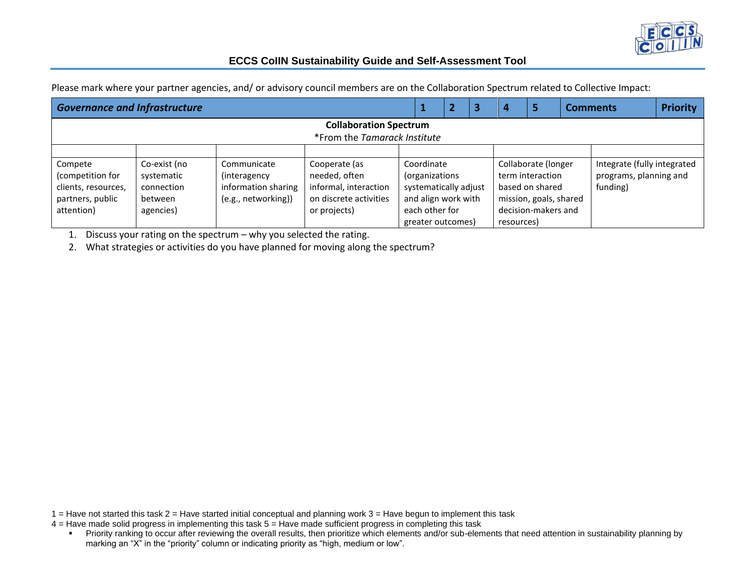Please mark where your partner agencies, and/ or advisory council members are on the Collaboration Spectrum related to Collective Impact:

| ***Governance and Infrastructure*** | | | | | | | **1** | **2** | **3** | **4** | **5** | **Comments** | **Priority** |
|---|---|---|---|---|---|---|---|---|---|---|---|---|---|

**Collaboration Spectrum**
*From the *Tamarack Institute*

| | | | | | | |
|---|---|---|---|---|---|---|
| Compete (competition for clients, resources, partners, public attention) | Co-exist (no systematic connection between agencies) | Communicate (interagency information sharing (e.g., networking)) | Cooperate (as needed, often informal, interaction on discrete activities or projects) | Coordinate (organizations systematically adjust and align work with each other for greater outcomes) | Collaborate (longer term interaction based on shared mission, goals, shared decision-makers and resources) | Integrate (fully integrated programs, planning and funding) |

1. Discuss your rating on the spectrum – why you selected the rating.
2. What strategies or activities do you have planned for moving along the spectrum?

1 = Have not started this task 2 = Have started initial conceptual and planning work 3 = Have begun to implement this task
4 = Have made solid progress in implementing this task 5 = Have made sufficient progress in completing this task

- Priority ranking to occur after reviewing the overall results, then prioritize which elements and/or sub-elements that need attention in sustainability planning by marking an "X" in the "priority" column or indicating priority as "high, medium or low".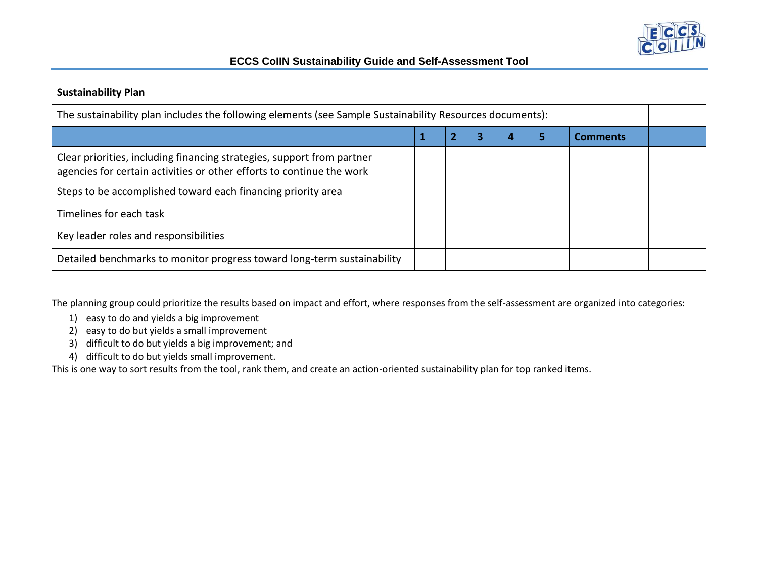| Sustainability Plan | | | | | | | |
|---|---|---|---|---|---|---|---|
| The sustainability plan includes the following elements (see Sample Sustainability Resources documents): | | | | | | | |
| | 1 | 2 | 3 | 4 | 5 | Comments | |
| Clear priorities, including financing strategies, support from partner agencies for certain activities or other efforts to continue the work | | | | | | | |
| Steps to be accomplished toward each financing priority area | | | | | | | |
| Timelines for each task | | | | | | | |
| Key leader roles and responsibilities | | | | | | | |
| Detailed benchmarks to monitor progress toward long-term sustainability | | | | | | | |

The planning group could prioritize the results based on impact and effort, where responses from the self-assessment are organized into categories:

1) easy to do and yields a big improvement
2) easy to do but yields a small improvement
3) difficult to do but yields a big improvement; and
4) difficult to do but yields small improvement.

This is one way to sort results from the tool, rank them, and create an action-oriented sustainability plan for top ranked items.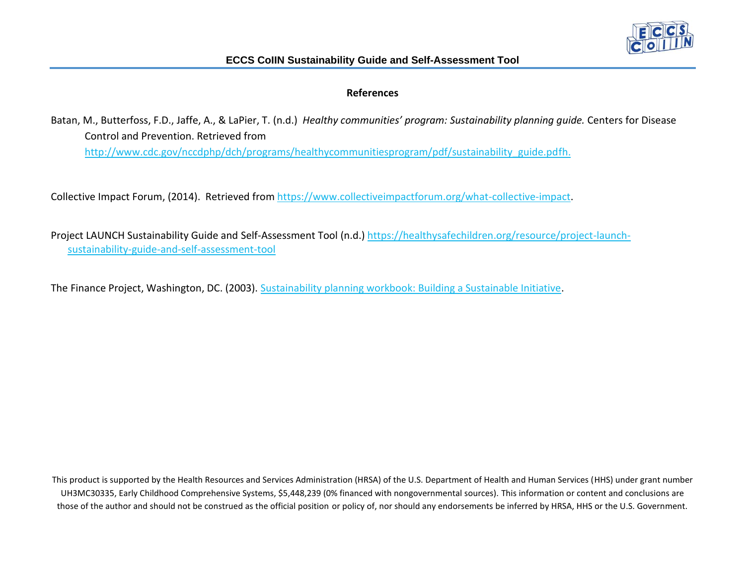## References

Batan, M., Butterfoss, F.D., Jaffe, A., & LaPier, T. (n.d.) *Healthy communities' program: Sustainability planning guide.* Centers for Disease Control and Prevention. Retrieved from http://www.cdc.gov/nccdphp/dch/programs/healthycommunitiesprogram/pdf/sustainability_guide.pdfh.

Collective Impact Forum, (2014). Retrieved from https://www.collectiveimpactforum.org/what-collective-impact.

Project LAUNCH Sustainability Guide and Self-Assessment Tool (n.d.) https://healthysafechildren.org/resource/project-launch-sustainability-guide-and-self-assessment-tool

The Finance Project, Washington, DC. (2003). Sustainability planning workbook: Building a Sustainable Initiative.

This product is supported by the Health Resources and Services Administration (HRSA) of the U.S. Department of Health and Human Services (HHS) under grant number UH3MC30335, Early Childhood Comprehensive Systems, $5,448,239 (0% financed with nongovernmental sources). This information or content and conclusions are those of the author and should not be construed as the official position or policy of, nor should any endorsements be inferred by HRSA, HHS or the U.S. Government.